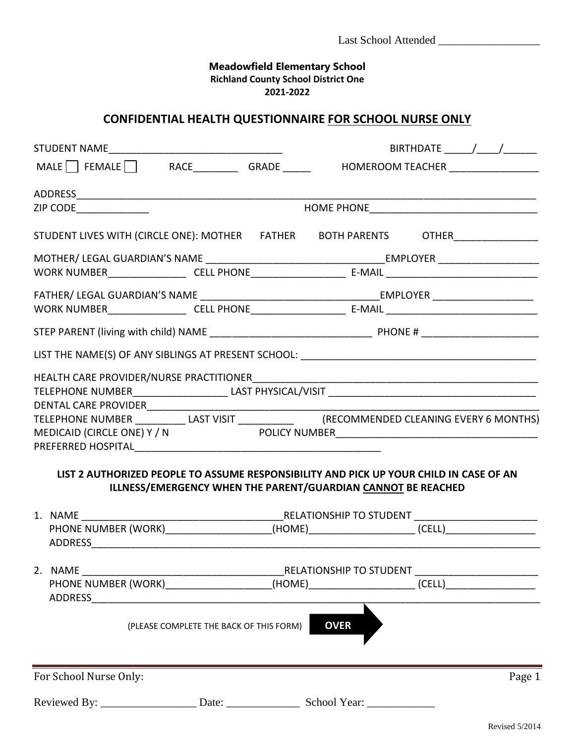Last School Attended __________________

**Meadowfield Elementary School**
**Richland County School District One**
**2021-2022**

## CONFIDENTIAL HEALTH QUESTIONNAIRE FOR SCHOOL NURSE ONLY

STUDENT NAME________________________________ BIRTHDATE _____/____/______

MALE ☐ FEMALE ☐ RACE_________ GRADE _____ HOMEROOM TEACHER ________________

ADDRESS_______________________________________________________________________________

ZIP CODE_____________ HOME PHONE______________________________

STUDENT LIVES WITH (CIRCLE ONE): MOTHER FATHER BOTH PARENTS OTHER_______________

MOTHER/ LEGAL GUARDIAN'S NAME ________________________________EMPLOYER __________________

WORK NUMBER______________ CELL PHONE_________________ E-MAIL ___________________________

FATHER/ LEGAL GUARDIAN'S NAME ________________________________EMPLOYER __________________

WORK NUMBER______________ CELL PHONE_________________ E-MAIL ___________________________

STEP PARENT (living with child) NAME _____________________________ PHONE # _____________________

LIST THE NAME(S) OF ANY SIBLINGS AT PRESENT SCHOOL: ___________________________________________

HEALTH CARE PROVIDER/NURSE PRACTITIONER_____________________________________________________

TELEPHONE NUMBER_________________ LAST PHYSICAL/VISIT _____________________________________

DENTAL CARE PROVIDER_________________________________________________________________________

TELEPHONE NUMBER _________ LAST VISIT __________ (RECOMMENDED CLEANING EVERY 6 MONTHS)

MEDICAID (CIRCLE ONE) Y / N POLICY NUMBER____________________________________

PREFERRED HOSPITAL_______________________________________________

**LIST 2 AUTHORIZED PEOPLE TO ASSUME RESPONSIBILITY AND PICK UP YOUR CHILD IN CASE OF AN ILLNESS/EMERGENCY WHEN THE PARENT/GUARDIAN CANNOT BE REACHED**

1. NAME _____________________________________RELATIONSHIP TO STUDENT ______________________
   PHONE NUMBER (WORK)___________________(HOME)___________________ (CELL)________________
   ADDRESS_________________________________________________________________________________

2. NAME _____________________________________RELATIONSHIP TO STUDENT ______________________
   PHONE NUMBER (WORK)___________________(HOME)___________________ (CELL)________________
   ADDRESS_________________________________________________________________________________

(PLEASE COMPLETE THE BACK OF THIS FORM) **OVER**

For School Nurse Only:

Reviewed By: _________________ Date: _____________ School Year: ____________

Revised 5/2014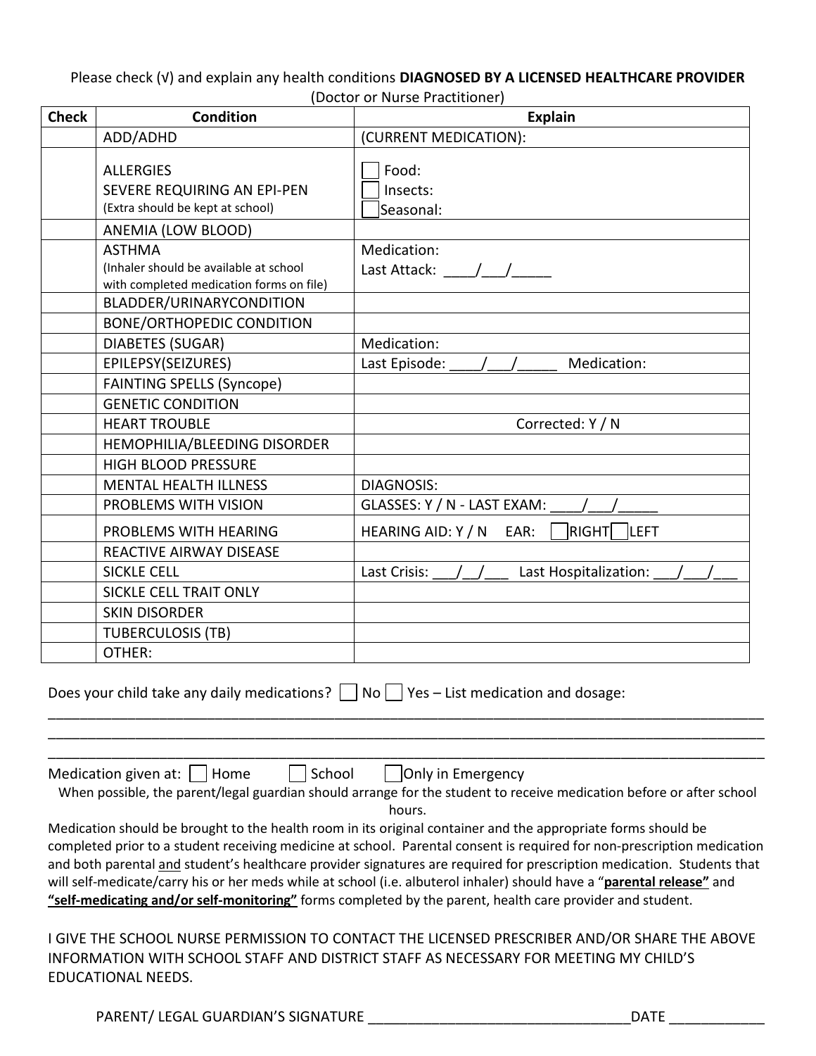Please check (√) and explain any health conditions **DIAGNOSED BY A LICENSED HEALTHCARE PROVIDER** (Doctor or Nurse Practitioner)

| Check | Condition | Explain |
|---|---|---|
| | ADD/ADHD | (CURRENT MEDICATION): |
| | ALLERGIES<br>SEVERE REQUIRING AN EPI-PEN<br>(Extra should be kept at school) | ☐ Food:<br>☐ Insects:<br>☐ Seasonal: |
| | ANEMIA (LOW BLOOD) | |
| | ASTHMA<br>(Inhaler should be available at school with completed medication forms on file) | Medication:<br>Last Attack: ____/___/_____ |
| | BLADDER/URINARYCONDITION | |
| | BONE/ORTHOPEDIC CONDITION | |
| | DIABETES (SUGAR) | Medication: |
| | EPILEPSY(SEIZURES) | Last Episode: ____/___/_____ Medication: |
| | FAINTING SPELLS (Syncope) | |
| | GENETIC CONDITION | |
| | HEART TROUBLE | Corrected: Y / N |
| | HEMOPHILIA/BLEEDING DISORDER | |
| | HIGH BLOOD PRESSURE | |
| | MENTAL HEALTH ILLNESS | DIAGNOSIS: |
| | PROBLEMS WITH VISION | GLASSES: Y / N - LAST EXAM: ____/___/_____ |
| | PROBLEMS WITH HEARING | HEARING AID: Y / N EAR: ☐ RIGHT ☐ LEFT |
| | REACTIVE AIRWAY DISEASE | |
| | SICKLE CELL | Last Crisis: ___/__/___ Last Hospitalization: ___/___/___ |
| | SICKLE CELL TRAIT ONLY | |
| | SKIN DISORDER | |
| | TUBERCULOSIS (TB) | |
| | OTHER: | |

Does your child take any daily medications? ☐ No ☐ Yes – List medication and dosage:

_____________________________________________________________________________________________

_____________________________________________________________________________________________

_____________________________________________________________________________________________

Medication given at: ☐ Home ☐ School ☐ Only in Emergency

When possible, the parent/legal guardian should arrange for the student to receive medication before or after school hours.

Medication should be brought to the health room in its original container and the appropriate forms should be completed prior to a student receiving medicine at school. Parental consent is required for non-prescription medication and both parental and student's healthcare provider signatures are required for prescription medication. Students that will self-medicate/carry his or her meds while at school (i.e. albuterol inhaler) should have a "**parental release**" and **"self-medicating and/or self-monitoring"** forms completed by the parent, health care provider and student.

I GIVE THE SCHOOL NURSE PERMISSION TO CONTACT THE LICENSED PRESCRIBER AND/OR SHARE THE ABOVE INFORMATION WITH SCHOOL STAFF AND DISTRICT STAFF AS NECESSARY FOR MEETING MY CHILD'S EDUCATIONAL NEEDS.

PARENT/ LEGAL GUARDIAN'S SIGNATURE _________________________________DATE ___________